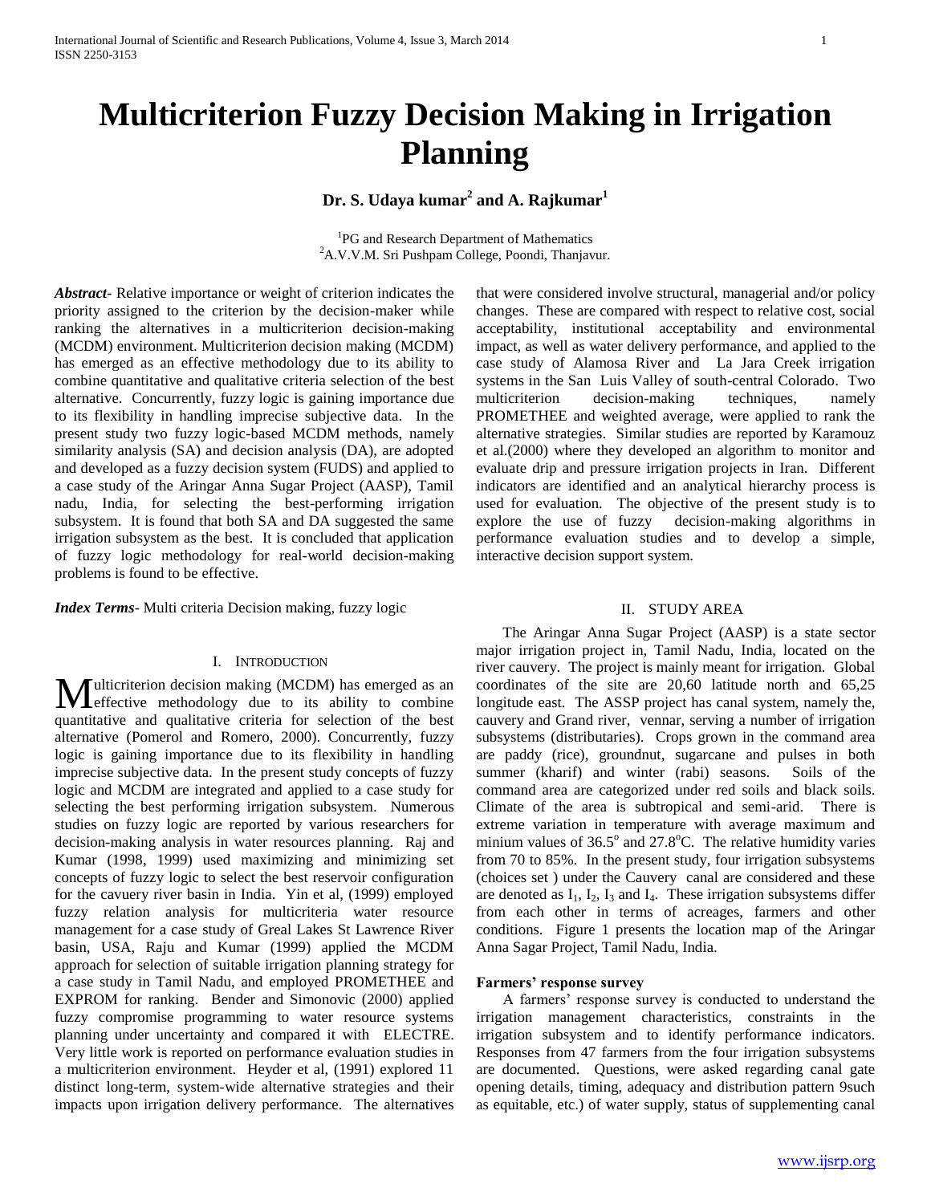# Multicriterion Fuzzy Decision Making in Irrigation Planning

**Dr. S. Udaya kumar[2] and A. Rajkumar[1]**

[1]PG and Research Department of Mathematics
[2]A.V.V.M. Sri Pushpam College, Poondi, Thanjavur.

***Abstract-*** Relative importance or weight of criterion indicates the priority assigned to the criterion by the decision-maker while ranking the alternatives in a multicriterion decision-making (MCDM) environment. Multicriterion decision making (MCDM) has emerged as an effective methodology due to its ability to combine quantitative and qualitative criteria selection of the best alternative. Concurrently, fuzzy logic is gaining importance due to its flexibility in handling imprecise subjective data. In the present study two fuzzy logic-based MCDM methods, namely similarity analysis (SA) and decision analysis (DA), are adopted and developed as a fuzzy decision system (FUDS) and applied to a case study of the Aringar Anna Sugar Project (AASP), Tamil nadu, India, for selecting the best-performing irrigation subsystem. It is found that both SA and DA suggested the same irrigation subsystem as the best. It is concluded that application of fuzzy logic methodology for real-world decision-making problems is found to be effective.

***Index Terms*-** Multi criteria Decision making, fuzzy logic

## I. Introduction

Multicriterion decision making (MCDM) has emerged as an effective methodology due to its ability to combine quantitative and qualitative criteria for selection of the best alternative (Pomerol and Romero, 2000). Concurrently, fuzzy logic is gaining importance due to its flexibility in handling imprecise subjective data. In the present study concepts of fuzzy logic and MCDM are integrated and applied to a case study for selecting the best performing irrigation subsystem. Numerous studies on fuzzy logic are reported by various researchers for decision-making analysis in water resources planning. Raj and Kumar (1998, 1999) used maximizing and minimizing set concepts of fuzzy logic to select the best reservoir configuration for the cavuery river basin in India. Yin et al, (1999) employed fuzzy relation analysis for multicriteria water resource management for a case study of Greal Lakes St Lawrence River basin, USA, Raju and Kumar (1999) applied the MCDM approach for selection of suitable irrigation planning strategy for a case study in Tamil Nadu, and employed PROMETHEE and EXPROM for ranking. Bender and Simonovic (2000) applied fuzzy compromise programming to water resource systems planning under uncertainty and compared it with ELECTRE. Very little work is reported on performance evaluation studies in a multicriterion environment. Heyder et al, (1991) explored 11 distinct long-term, system-wide alternative strategies and their impacts upon irrigation delivery performance. The alternatives that were considered involve structural, managerial and/or policy changes. These are compared with respect to relative cost, social acceptability, institutional acceptability and environmental impact, as well as water delivery performance, and applied to the case study of Alamosa River and La Jara Creek irrigation systems in the San Luis Valley of south-central Colorado. Two multicriterion decision-making techniques, namely PROMETHEE and weighted average, were applied to rank the alternative strategies. Similar studies are reported by Karamouz et al.(2000) where they developed an algorithm to monitor and evaluate drip and pressure irrigation projects in Iran. Different indicators are identified and an analytical hierarchy process is used for evaluation. The objective of the present study is to explore the use of fuzzy decision-making algorithms in performance evaluation studies and to develop a simple, interactive decision support system.

## II. Study Area

The Aringar Anna Sugar Project (AASP) is a state sector major irrigation project in, Tamil Nadu, India, located on the river cauvery. The project is mainly meant for irrigation. Global coordinates of the site are 20,60 latitude north and 65,25 longitude east. The ASSP project has canal system, namely the, cauvery and Grand river, vennar, serving a number of irrigation subsystems (distributaries). Crops grown in the command area are paddy (rice), groundnut, sugarcane and pulses in both summer (kharif) and winter (rabi) seasons. Soils of the command area are categorized under red soils and black soils. Climate of the area is subtropical and semi-arid. There is extreme variation in temperature with average maximum and minium values of $36.5^{o}$ and $27.8^{o}$C. The relative humidity varies from 70 to 85%. In the present study, four irrigation subsystems (choices set ) under the Cauvery canal are considered and these are denoted as $I_1$, $I_2$, $I_3$ and $I_4$. These irrigation subsystems differ from each other in terms of acreages, farmers and other conditions. Figure 1 presents the location map of the Aringar Anna Sagar Project, Tamil Nadu, India.

**Farmers' response survey**

A farmers' response survey is conducted to understand the irrigation management characteristics, constraints in the irrigation subsystem and to identify performance indicators. Responses from 47 farmers from the four irrigation subsystems are documented. Questions, were asked regarding canal gate opening details, timing, adequacy and distribution pattern 9such as equitable, etc.) of water supply, status of supplementing canal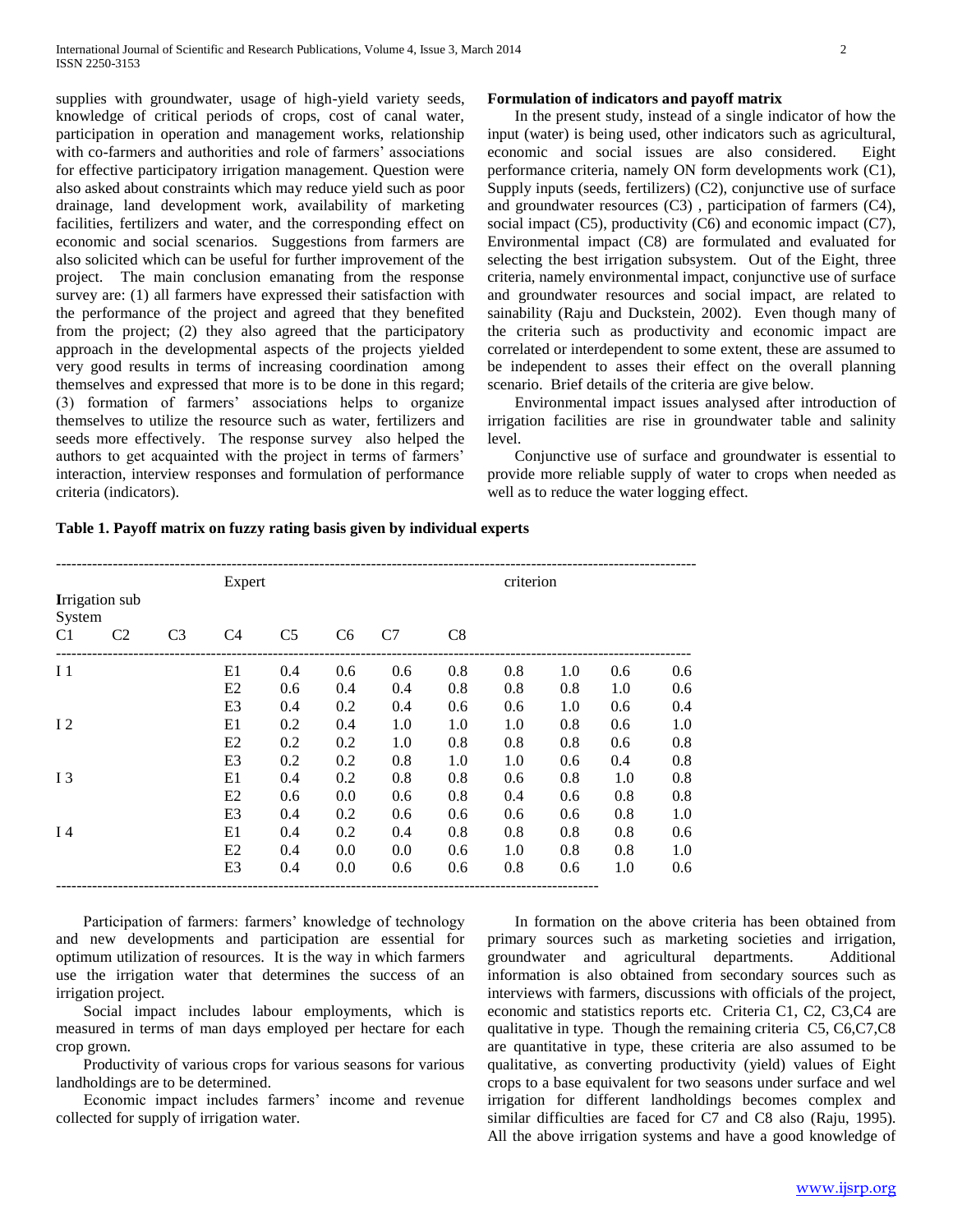supplies with groundwater, usage of high-yield variety seeds, knowledge of critical periods of crops, cost of canal water, participation in operation and management works, relationship with co-farmers and authorities and role of farmers' associations for effective participatory irrigation management. Question were also asked about constraints which may reduce yield such as poor drainage, land development work, availability of marketing facilities, fertilizers and water, and the corresponding effect on economic and social scenarios. Suggestions from farmers are also solicited which can be useful for further improvement of the project. The main conclusion emanating from the response survey are: (1) all farmers have expressed their satisfaction with the performance of the project and agreed that they benefited from the project; (2) they also agreed that the participatory approach in the developmental aspects of the projects yielded very good results in terms of increasing coordination among themselves and expressed that more is to be done in this regard; (3) formation of farmers' associations helps to organize themselves to utilize the resource such as water, fertilizers and seeds more effectively. The response survey also helped the authors to get acquainted with the project in terms of farmers' interaction, interview responses and formulation of performance criteria (indicators).

**Formulation of indicators and payoff matrix**

In the present study, instead of a single indicator of how the input (water) is being used, other indicators such as agricultural, economic and social issues are also considered. Eight performance criteria, namely ON form developments work (C1), Supply inputs (seeds, fertilizers) (C2), conjunctive use of surface and groundwater resources (C3) , participation of farmers (C4), social impact (C5), productivity (C6) and economic impact (C7), Environmental impact (C8) are formulated and evaluated for selecting the best irrigation subsystem. Out of the Eight, three criteria, namely environmental impact, conjunctive use of surface and groundwater resources and social impact, are related to sainability (Raju and Duckstein, 2002). Even though many of the criteria such as productivity and economic impact are correlated or interdependent to some extent, these are assumed to be independent to asses their effect on the overall planning scenario. Brief details of the criteria are give below.

Environmental impact issues analysed after introduction of irrigation facilities are rise in groundwater table and salinity level.

Conjunctive use of surface and groundwater is essential to provide more reliable supply of water to crops when needed as well as to reduce the water logging effect.

**Table 1. Payoff matrix on fuzzy rating basis given by individual experts**

| Irrigation sub System | Expert | C1 | C2 | C3 | C4 | C5 | C6 | C7 | C8 |
|---|---|---|---|---|---|---|---|---|---|
| I 1 | E1 | 0.4 | 0.6 | 0.6 | 0.8 | 0.8 | 1.0 | 0.6 | 0.6 |
| | E2 | 0.6 | 0.4 | 0.4 | 0.8 | 0.8 | 0.8 | 1.0 | 0.6 |
| | E3 | 0.4 | 0.2 | 0.4 | 0.6 | 0.6 | 1.0 | 0.6 | 0.4 |
| I 2 | E1 | 0.2 | 0.4 | 1.0 | 1.0 | 1.0 | 0.8 | 0.6 | 1.0 |
| | E2 | 0.2 | 0.2 | 1.0 | 0.8 | 0.8 | 0.8 | 0.6 | 0.8 |
| | E3 | 0.2 | 0.2 | 0.8 | 1.0 | 1.0 | 0.6 | 0.4 | 0.8 |
| I 3 | E1 | 0.4 | 0.2 | 0.8 | 0.8 | 0.6 | 0.8 | 1.0 | 0.8 |
| | E2 | 0.6 | 0.0 | 0.6 | 0.8 | 0.4 | 0.6 | 0.8 | 0.8 |
| | E3 | 0.4 | 0.2 | 0.6 | 0.6 | 0.6 | 0.6 | 0.8 | 1.0 |
| I 4 | E1 | 0.4 | 0.2 | 0.4 | 0.8 | 0.8 | 0.8 | 0.8 | 0.6 |
| | E2 | 0.4 | 0.0 | 0.0 | 0.6 | 1.0 | 0.8 | 0.8 | 1.0 |
| | E3 | 0.4 | 0.0 | 0.6 | 0.6 | 0.8 | 0.6 | 1.0 | 0.6 |

Participation of farmers: farmers' knowledge of technology and new developments and participation are essential for optimum utilization of resources. It is the way in which farmers use the irrigation water that determines the success of an irrigation project.

Social impact includes labour employments, which is measured in terms of man days employed per hectare for each crop grown.

Productivity of various crops for various seasons for various landholdings are to be determined.

Economic impact includes farmers' income and revenue collected for supply of irrigation water.

In formation on the above criteria has been obtained from primary sources such as marketing societies and irrigation, groundwater and agricultural departments. Additional information is also obtained from secondary sources such as interviews with farmers, discussions with officials of the project, economic and statistics reports etc. Criteria C1, C2, C3,C4 are qualitative in type. Though the remaining criteria C5, C6,C7,C8 are quantitative in type, these criteria are also assumed to be qualitative, as converting productivity (yield) values of Eight crops to a base equivalent for two seasons under surface and wel irrigation for different landholdings becomes complex and similar difficulties are faced for C7 and C8 also (Raju, 1995). All the above irrigation systems and have a good knowledge of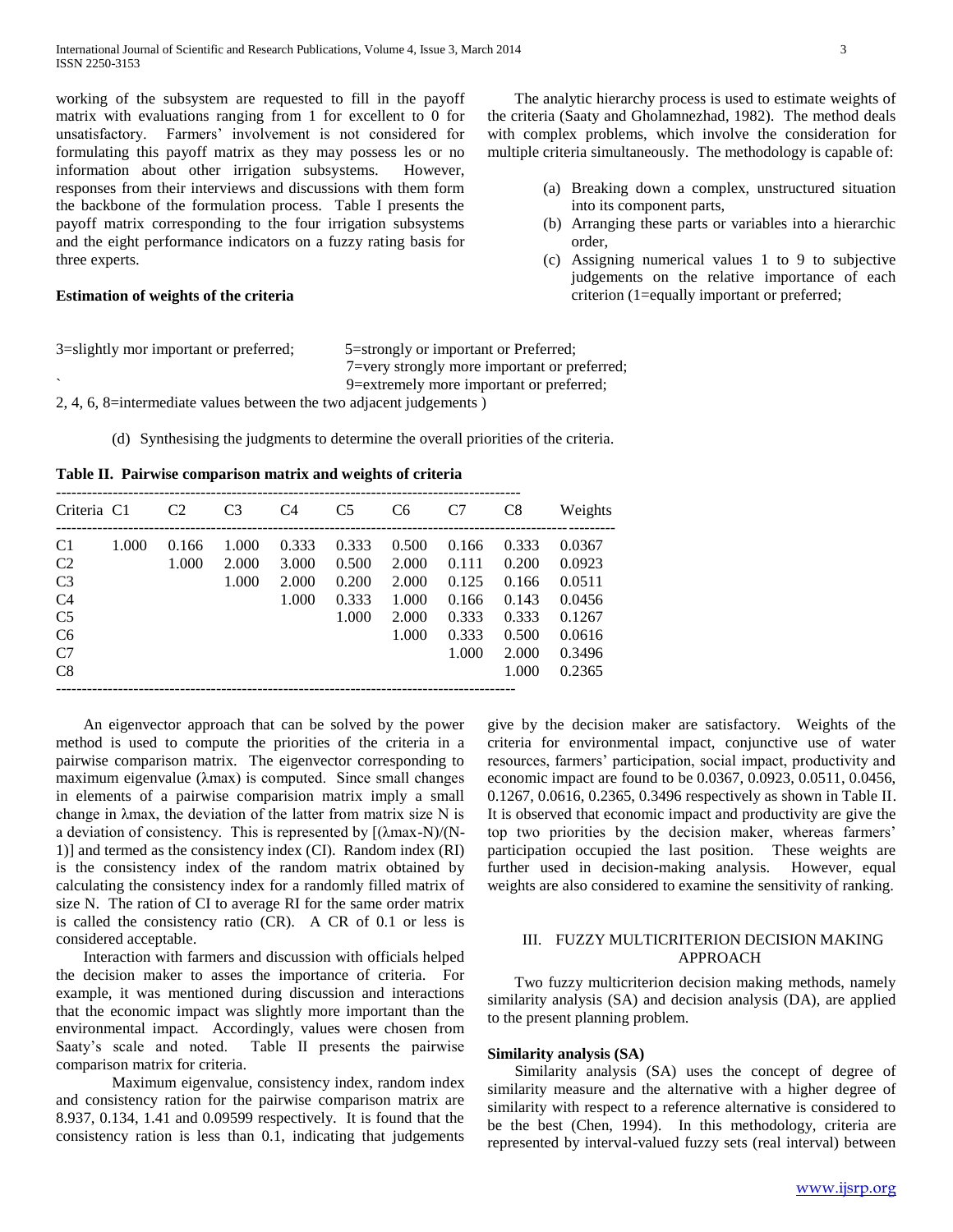working of the subsystem are requested to fill in the payoff matrix with evaluations ranging from 1 for excellent to 0 for unsatisfactory. Farmers' involvement is not considered for formulating this payoff matrix as they may possess les or no information about other irrigation subsystems. However, responses from their interviews and discussions with them form the backbone of the formulation process. Table I presents the payoff matrix corresponding to the four irrigation subsystems and the eight performance indicators on a fuzzy rating basis for three experts.

**Estimation of weights of the criteria**

The analytic hierarchy process is used to estimate weights of the criteria (Saaty and Gholamnezhad, 1982). The method deals with complex problems, which involve the consideration for multiple criteria simultaneously. The methodology is capable of:

(a) Breaking down a complex, unstructured situation into its component parts,
(b) Arranging these parts or variables into a hierarchic order,
(c) Assigning numerical values 1 to 9 to subjective judgements on the relative importance of each criterion (1=equally important or preferred; 3=slightly mor important or preferred; 5=strongly or important or Preferred; 7=very strongly more important or preferred; 9=extremely more important or preferred; 2, 4, 6, 8=intermediate values between the two adjacent judgements )
(d) Synthesising the judgments to determine the overall priorities of the criteria.

**Table II. Pairwise comparison matrix and weights of criteria**

| Criteria | C1 | C2 | C3 | C4 | C5 | C6 | C7 | C8 | Weights |
|---|---|---|---|---|---|---|---|---|---|
| C1 | 1.000 | 0.166 | 1.000 | 0.333 | 0.333 | 0.500 | 0.166 | 0.333 | 0.0367 |
| C2 | | 1.000 | 2.000 | 3.000 | 0.500 | 2.000 | 0.111 | 0.200 | 0.0923 |
| C3 | | | 1.000 | 2.000 | 0.200 | 2.000 | 0.125 | 0.166 | 0.0511 |
| C4 | | | | 1.000 | 0.333 | 1.000 | 0.166 | 0.143 | 0.0456 |
| C5 | | | | | 1.000 | 2.000 | 0.333 | 0.333 | 0.1267 |
| C6 | | | | | | 1.000 | 0.333 | 0.500 | 0.0616 |
| C7 | | | | | | | 1.000 | 2.000 | 0.3496 |
| C8 | | | | | | | | 1.000 | 0.2365 |

An eigenvector approach that can be solved by the power method is used to compute the priorities of the criteria in a pairwise comparison matrix. The eigenvector corresponding to maximum eigenvalue ($\lambda max$) is computed. Since small changes in elements of a pairwise comparision matrix imply a small change in $\lambda max$, the deviation of the latter from matrix size N is a deviation of consistency. This is represented by $[(\lambda max\text{-}N)/(N\text{-}1)]$ and termed as the consistency index (CI). Random index (RI) is the consistency index of the random matrix obtained by calculating the consistency index for a randomly filled matrix of size N. The ration of CI to average RI for the same order matrix is called the consistency ratio (CR). A CR of 0.1 or less is considered acceptable.

Interaction with farmers and discussion with officials helped the decision maker to asses the importance of criteria. For example, it was mentioned during discussion and interactions that the economic impact was slightly more important than the environmental impact. Accordingly, values were chosen from Saaty's scale and noted. Table II presents the pairwise comparison matrix for criteria.

Maximum eigenvalue, consistency index, random index and consistency ration for the pairwise comparison matrix are 8.937, 0.134, 1.41 and 0.09599 respectively. It is found that the consistency ration is less than 0.1, indicating that judgements give by the decision maker are satisfactory. Weights of the criteria for environmental impact, conjunctive use of water resources, farmers' participation, social impact, productivity and economic impact are found to be 0.0367, 0.0923, 0.0511, 0.0456, 0.1267, 0.0616, 0.2365, 0.3496 respectively as shown in Table II. It is observed that economic impact and productivity are give the top two priorities by the decision maker, whereas farmers' participation occupied the last position. These weights are further used in decision-making analysis. However, equal weights are also considered to examine the sensitivity of ranking.

## III. FUZZY MULTICRITERION DECISION MAKING APPROACH

Two fuzzy multicriterion decision making methods, namely similarity analysis (SA) and decision analysis (DA), are applied to the present planning problem.

**Similarity analysis (SA)**

Similarity analysis (SA) uses the concept of degree of similarity measure and the alternative with a higher degree of similarity with respect to a reference alternative is considered to be the best (Chen, 1994). In this methodology, criteria are represented by interval-valued fuzzy sets (real interval) between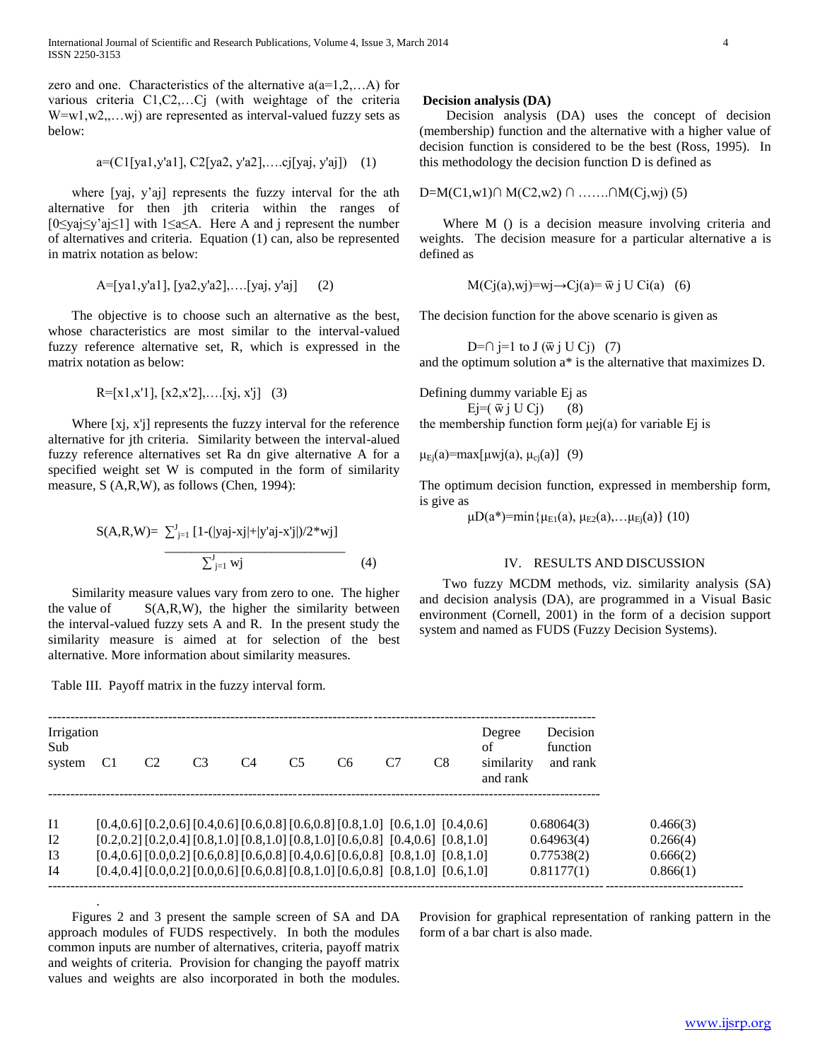zero and one. Characteristics of the alternative a(a=1,2,…A) for various criteria C1,C2,…Cj (with weightage of the criteria W=w1,w2,,…wj) are represented as interval-valued fuzzy sets as below:

$$a=(C1[ya1,y'a1], C2[ya2, y'a2],\ldots.cj[yaj, y'aj]) \quad (1)$$

where [yaj, y'aj] represents the fuzzy interval for the ath alternative for then jth criteria within the ranges of [0≤yaj≤y'aj≤1] with 1≤a≤A. Here A and j represent the number of alternatives and criteria. Equation (1) can, also be represented in matrix notation as below:

$$A=[ya1,y'a1], [ya2,y'a2],\ldots.[yaj, y'aj] \quad (2)$$

The objective is to choose such an alternative as the best, whose characteristics are most similar to the interval-valued fuzzy reference alternative set, R, which is expressed in the matrix notation as below:

$$R=[x1,x'1], [x2,x'2],\ldots.[xj, x'j] \quad (3)$$

Where [xj, x'j] represents the fuzzy interval for the reference alternative for jth criteria. Similarity between the interval-alued fuzzy reference alternatives set Ra dn give alternative A for a specified weight set W is computed in the form of similarity measure, S (A,R,W), as follows (Chen, 1994):

$$S(A,R,W)= \frac{\sum_{j=1}^{J} [1-(|yaj-xj|+|y'aj-x'j|)/2*wj]}{\sum_{j=1}^{J} wj} \quad (4)$$

Similarity measure values vary from zero to one. The higher the value of S(A,R,W), the higher the similarity between the interval-valued fuzzy sets A and R. In the present study the similarity measure is aimed at for selection of the best alternative. More information about similarity measures.

**Decision analysis (DA)**

Decision analysis (DA) uses the concept of decision (membership) function and the alternative with a higher value of decision function is considered to be the best (Ross, 1995). In this methodology the decision function D is defined as

$$D=M(C1,w1)\cap M(C2,w2) \cap \ldots\ldots\cap M(Cj,wj) \quad (5)$$

Where M () is a decision measure involving criteria and weights. The decision measure for a particular alternative a is defined as

$$M(Cj(a),wj)=wj\rightarrow Cj(a)= \bar{w}\, j \cup Ci(a) \quad (6)$$

The decision function for the above scenario is given as

$$D=\cap_{j=1 \text{ to } J} (\bar{w}\, j \cup Cj) \quad (7)$$

and the optimum solution a* is the alternative that maximizes D.

Defining dummy variable Ej as

$$Ej=( \bar{w}\, j \cup Cj) \quad (8)$$

the membership function form μej(a) for variable Ej is

$$\mu_{Ej}(a)=\max[\mu wj(a), \mu_{cj}(a)] \quad (9)$$

The optimum decision function, expressed in membership form, is give as

$$\mu D(a^*)=\min\{\mu_{E1}(a), \mu_{E2}(a),\ldots\mu_{Ej}(a)\} \quad (10)$$

## IV. RESULTS AND DISCUSSION

Two fuzzy MCDM methods, viz. similarity analysis (SA) and decision analysis (DA), are programmed in a Visual Basic environment (Cornell, 2001) in the form of a decision support system and named as FUDS (Fuzzy Decision Systems).

Table III. Payoff matrix in the fuzzy interval form.

| Irrigation Sub system | C1 | C2 | C3 | C4 | C5 | C6 | C7 | C8 | Degree of similarity and rank | Decision function and rank |
|---|---|---|---|---|---|---|---|---|---|---|
| I1 | [0.4,0.6] | [0.2,0.6] | [0.4,0.6] | [0.6,0.8] | [0.6,0.8] | [0.8,1.0] | [0.6,1.0] | [0.4,0.6] | 0.68064(3) | 0.466(3) |
| I2 | [0.2,0.2] | [0.2,0.4] | [0.8,1.0] | [0.8,1.0] | [0.8,1.0] | [0.6,0.8] | [0.4,0.6] | [0.8,1.0] | 0.64963(4) | 0.266(4) |
| I3 | [0.4,0.6] | [0.0,0.2] | [0.6,0.8] | [0.6,0.8] | [0.4,0.6] | [0.6,0.8] | [0.8,1.0] | [0.8,1.0] | 0.77538(2) | 0.666(2) |
| I4 | [0.4,0.4] | [0.0,0.2] | [0.0,0.6] | [0.6,0.8] | [0.8,1.0] | [0.6,0.8] | [0.8,1.0] | [0.6,1.0] | 0.81177(1) | 0.866(1) |

Figures 2 and 3 present the sample screen of SA and DA approach modules of FUDS respectively. In both the modules common inputs are number of alternatives, criteria, payoff matrix and weights of criteria. Provision for changing the payoff matrix values and weights are also incorporated in both the modules. Provision for graphical representation of ranking pattern in the form of a bar chart is also made.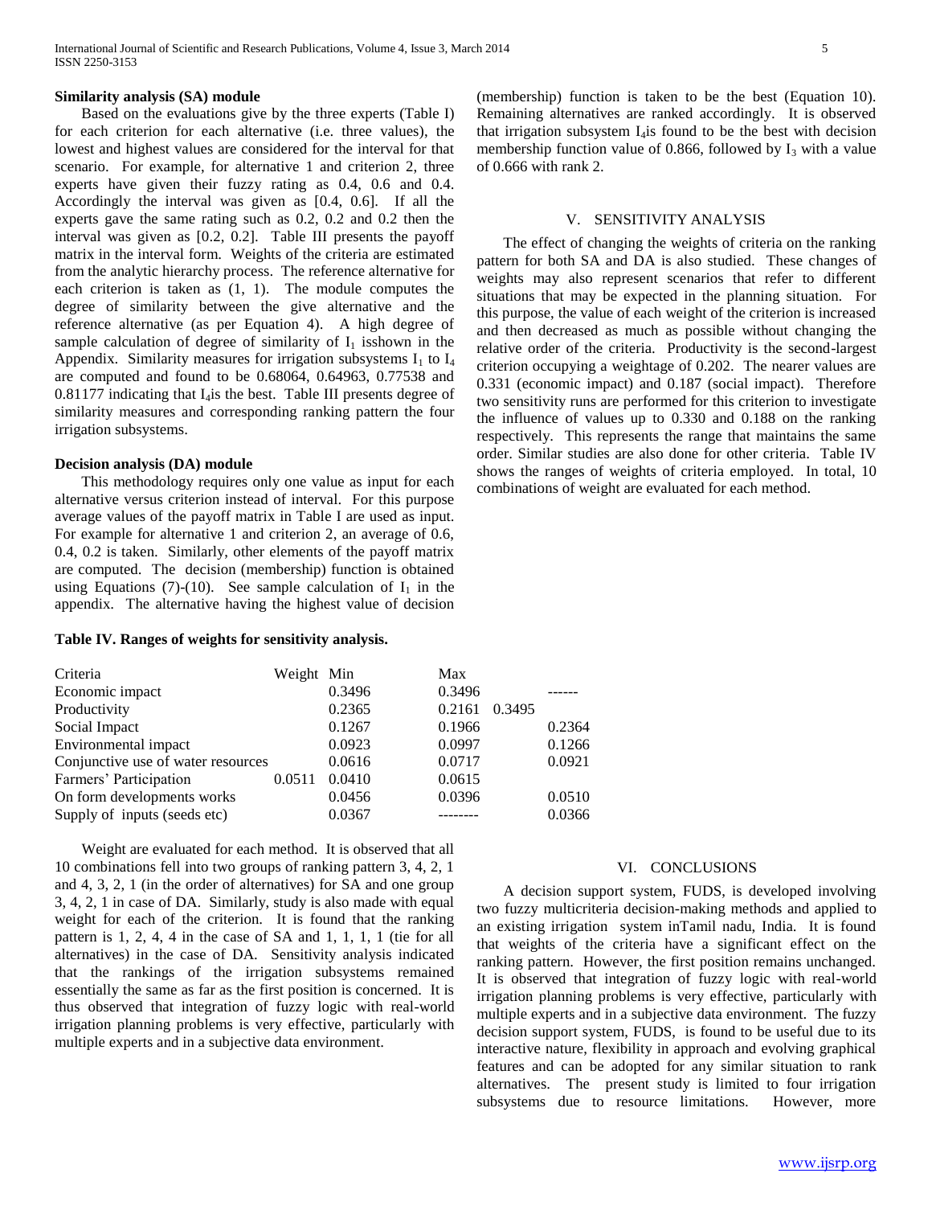#### Similarity analysis (SA) module

Based on the evaluations give by the three experts (Table I) for each criterion for each alternative (i.e. three values), the lowest and highest values are considered for the interval for that scenario. For example, for alternative 1 and criterion 2, three experts have given their fuzzy rating as 0.4, 0.6 and 0.4. Accordingly the interval was given as [0.4, 0.6]. If all the experts gave the same rating such as 0.2, 0.2 and 0.2 then the interval was given as [0.2, 0.2]. Table III presents the payoff matrix in the interval form. Weights of the criteria are estimated from the analytic hierarchy process. The reference alternative for each criterion is taken as (1, 1). The module computes the degree of similarity between the give alternative and the reference alternative (as per Equation 4). A high degree of sample calculation of degree of similarity of $I_1$ isshown in the Appendix. Similarity measures for irrigation subsystems $I_1$ to $I_4$ are computed and found to be 0.68064, 0.64963, 0.77538 and 0.81177 indicating that $I_4$is the best. Table III presents degree of similarity measures and corresponding ranking pattern the four irrigation subsystems.

#### Decision analysis (DA) module

This methodology requires only one value as input for each alternative versus criterion instead of interval. For this purpose average values of the payoff matrix in Table I are used as input. For example for alternative 1 and criterion 2, an average of 0.6, 0.4, 0.2 is taken. Similarly, other elements of the payoff matrix are computed. The decision (membership) function is obtained using Equations (7)-(10). See sample calculation of $I_1$ in the appendix. The alternative having the highest value of decision (membership) function is taken to be the best (Equation 10). Remaining alternatives are ranked accordingly. It is observed that irrigation subsystem $I_4$is found to be the best with decision membership function value of 0.866, followed by $I_3$ with a value of 0.666 with rank 2.

## V. SENSITIVITY ANALYSIS

The effect of changing the weights of criteria on the ranking pattern for both SA and DA is also studied. These changes of weights may also represent scenarios that refer to different situations that may be expected in the planning situation. For this purpose, the value of each weight of the criterion is increased and then decreased as much as possible without changing the relative order of the criteria. Productivity is the second-largest criterion occupying a weightage of 0.202. The nearer values are 0.331 (economic impact) and 0.187 (social impact). Therefore two sensitivity runs are performed for this criterion to investigate the influence of values up to 0.330 and 0.188 on the ranking respectively. This represents the range that maintains the same order. Similar studies are also done for other criteria. Table IV shows the ranges of weights of criteria employed. In total, 10 combinations of weight are evaluated for each method.

**Table IV. Ranges of weights for sensitivity analysis.**

| Criteria | Weight | Min | Max | | |
|---|---|---|---|---|---|
| Economic impact | | 0.3496 | 0.3496 | | ------ |
| Productivity | | 0.2365 | 0.2161 | 0.3495 | |
| Social Impact | | 0.1267 | 0.1966 | | 0.2364 |
| Environmental impact | | 0.0923 | 0.0997 | | 0.1266 |
| Conjunctive use of water resources | | 0.0616 | 0.0717 | | 0.0921 |
| Farmers' Participation | 0.0511 | 0.0410 | 0.0615 | | |
| On form developments works | | 0.0456 | 0.0396 | | 0.0510 |
| Supply of inputs (seeds etc) | | 0.0367 | -------- | | 0.0366 |

Weight are evaluated for each method. It is observed that all 10 combinations fell into two groups of ranking pattern 3, 4, 2, 1 and 4, 3, 2, 1 (in the order of alternatives) for SA and one group 3, 4, 2, 1 in case of DA. Similarly, study is also made with equal weight for each of the criterion. It is found that the ranking pattern is 1, 2, 4, 4 in the case of SA and 1, 1, 1, 1 (tie for all alternatives) in the case of DA. Sensitivity analysis indicated that the rankings of the irrigation subsystems remained essentially the same as far as the first position is concerned. It is thus observed that integration of fuzzy logic with real-world irrigation planning problems is very effective, particularly with multiple experts and in a subjective data environment.

## VI. CONCLUSIONS

A decision support system, FUDS, is developed involving two fuzzy multicriteria decision-making methods and applied to an existing irrigation system inTamil nadu, India. It is found that weights of the criteria have a significant effect on the ranking pattern. However, the first position remains unchanged. It is observed that integration of fuzzy logic with real-world irrigation planning problems is very effective, particularly with multiple experts and in a subjective data environment. The fuzzy decision support system, FUDS, is found to be useful due to its interactive nature, flexibility in approach and evolving graphical features and can be adopted for any similar situation to rank alternatives. The present study is limited to four irrigation subsystems due to resource limitations. However, more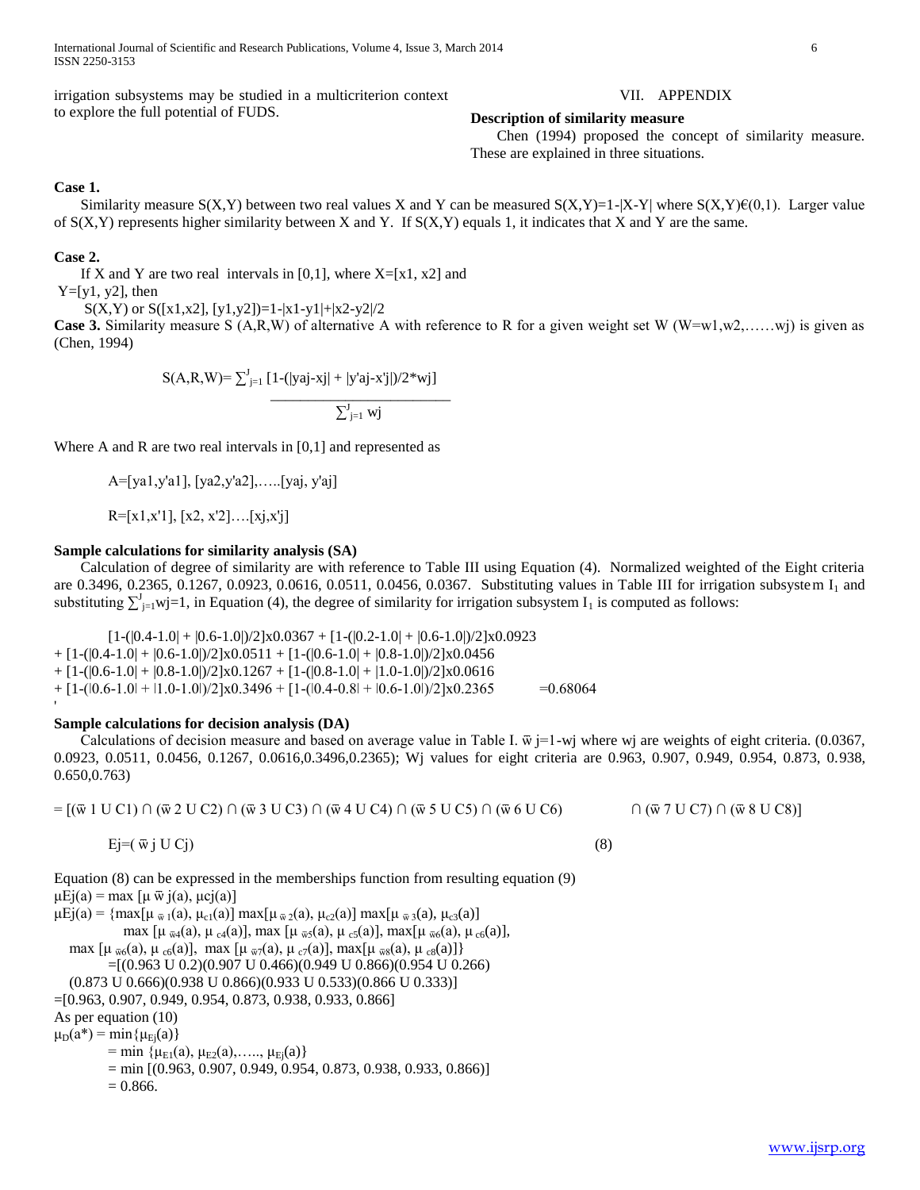irrigation subsystems may be studied in a multicriterion context to explore the full potential of FUDS.

## VII. APPENDIX

**Description of similarity measure**

Chen (1994) proposed the concept of similarity measure. These are explained in three situations.

**Case 1.**

Similarity measure S(X,Y) between two real values X and Y can be measured $S(X,Y)=1-|X-Y|$ where $S(X,Y)\in(0,1)$. Larger value of S(X,Y) represents higher similarity between X and Y. If S(X,Y) equals 1, it indicates that X and Y are the same.

**Case 2.**

If X and Y are two real intervals in [0,1], where X=[x1, x2] and Y=[y1, y2], then

$S(X,Y)$ or $S([x1,x2], [y1,y2])=1-|x1-y1|+|x2-y2|/2$

**Case 3.** Similarity measure S (A,R,W) of alternative A with reference to R for a given weight set W (W=w1,w2,……wj) is given as (Chen, 1994)

$$S(A,R,W)= \frac{\sum_{j=1}^{J} [1-(|yaj-xj| + |y'aj-x'j|)/2*wj]}{\sum_{j=1}^{J} wj}$$

Where A and R are two real intervals in [0,1] and represented as

A=[ya1,y'a1], [ya2,y'a2],…..[yaj, y'aj]

R=[x1,x'1], [x2, x'2]….[xj,x'j]

**Sample calculations for similarity analysis (SA)**

Calculation of degree of similarity are with reference to Table III using Equation (4). Normalized weighted of the Eight criteria are 0.3496, 0.2365, 0.1267, 0.0923, 0.0616, 0.0511, 0.0456, 0.0367. Substituting values in Table III for irrigation subsystem $I_1$ and substituting $\sum_{j=1}^{J}wj=1$, in Equation (4), the degree of similarity for irrigation subsystem $I_1$ is computed as follows:

$$[1-(|0.4-1.0| + |0.6-1.0|)/2]x0.0367 + [1-(|0.2-1.0| + |0.6-1.0|)/2]x0.0923$$
$$+ [1-(|0.4-1.0| + |0.6-1.0|)/2]x0.0511 + [1-(|0.6-1.0| + |0.8-1.0|)/2]x0.0456$$
$$+ [1-(|0.6-1.0| + |0.8-1.0|)/2]x0.1267 + [1-(|0.8-1.0| + |1.0-1.0|)/2]x0.0616$$
$$+ [1-(|0.6-1.0| + |1.0-1.0|)/2]x0.3496 + [1-(|0.4-0.8| + |0.6-1.0|)/2]x0.2365 \quad =0.68064$$

**Sample calculations for decision analysis (DA)**

Calculations of decision measure and based on average value in Table I. $\bar{w}_j=1-w_j$ where wj are weights of eight criteria. (0.0367, 0.0923, 0.0511, 0.0456, 0.1267, 0.0616,0.3496,0.2365); Wj values for eight criteria are 0.963, 0.907, 0.949, 0.954, 0.873, 0.938, 0.650,0.763)

$$= [(\bar{w}_1 \cup C1) \cap (\bar{w}_2 \cup C2) \cap (\bar{w}_3 \cup C3) \cap (\bar{w}_4 \cup C4) \cap (\bar{w}_5 \cup C5) \cap (\bar{w}_6 \cup C6) \cap (\bar{w}_7 \cup C7) \cap (\bar{w}_8 \cup C8)]$$

$$Ej=(\bar{w}_j \cup Cj) \quad (8)$$

Equation (8) can be expressed in the memberships function from resulting equation (9)

$\mu Ej(a) = \max [\mu_{\bar{w}j}(a), \mu_{cj}(a)]$

$\mu Ej(a) = \{\max[\mu_{\bar{w}1}(a), \mu_{c1}(a)] \max[\mu_{\bar{w}2}(a), \mu_{c2}(a)] \max[\mu_{\bar{w}3}(a), \mu_{c3}(a)]$
$\max [\mu_{\bar{w}4}(a), \mu_{c4}(a)], \max [\mu_{\bar{w}5}(a), \mu_{c5}(a)], \max[\mu_{\bar{w}6}(a), \mu_{c6}(a)],$
$\max [\mu_{\bar{w}6}(a), \mu_{c6}(a)], \max [\mu_{\bar{w}7}(a), \mu_{c7}(a)], \max[\mu_{\bar{w}8}(a), \mu_{c8}(a)]\}$

$=[(0.963 \cup 0.2)(0.907 \cup 0.466)(0.949 \cup 0.866)(0.954 \cup 0.266)$
$(0.873 \cup 0.666)(0.938 \cup 0.866)(0.933 \cup 0.533)(0.866 \cup 0.333)]$

$=[0.963, 0.907, 0.949, 0.954, 0.873, 0.938, 0.933, 0.866]$

As per equation (10)

$\mu_D(a^*) = \min\{\mu_{Ej}(a)\}$
$= \min \{\mu_{E1}(a), \mu_{E2}(a),\ldots, \mu_{Ej}(a)\}$
$= \min [(0.963, 0.907, 0.949, 0.954, 0.873, 0.938, 0.933, 0.866)]$
$= 0.866.$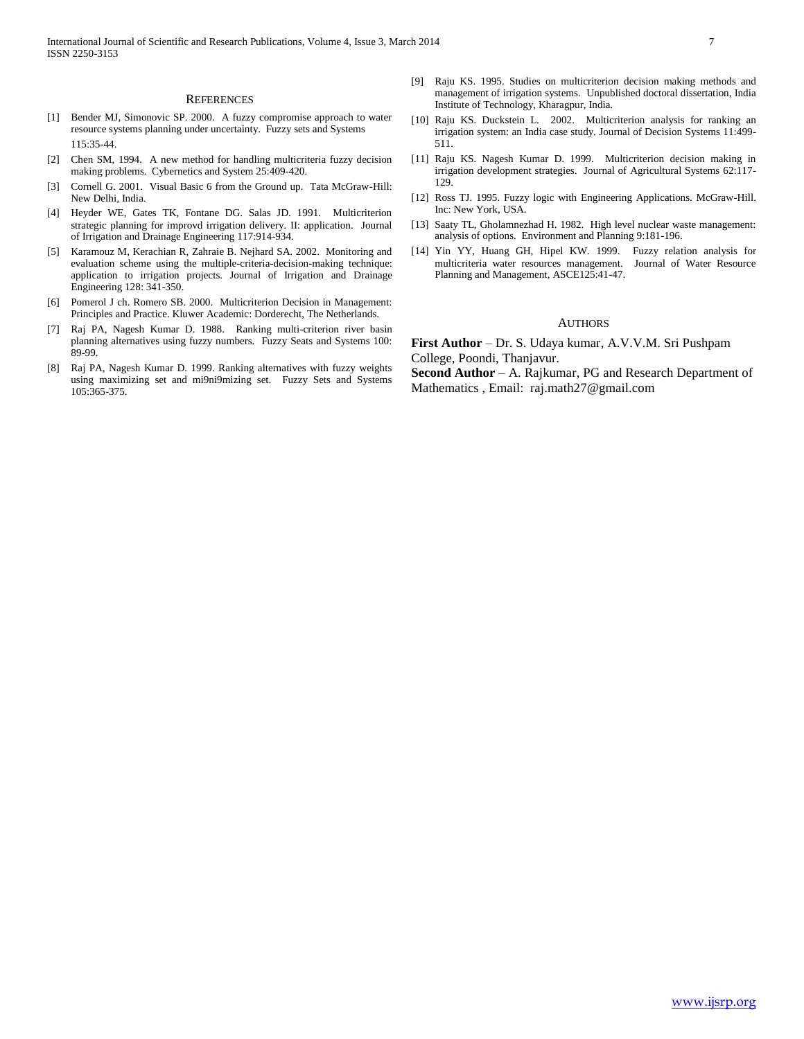## REFERENCES

[1] Bender MJ, Simonovic SP. 2000. A fuzzy compromise approach to water resource systems planning under uncertainty. Fuzzy sets and Systems 115:35-44.

[2] Chen SM, 1994. A new method for handling multicriteria fuzzy decision making problems. Cybernetics and System 25:409-420.

[3] Cornell G. 2001. Visual Basic 6 from the Ground up. Tata McGraw-Hill: New Delhi, India.

[4] Heyder WE, Gates TK, Fontane DG. Salas JD. 1991. Multicriterion strategic planning for improvd irrigation delivery. II: application. Journal of Irrigation and Drainage Engineering 117:914-934.

[5] Karamouz M, Kerachian R, Zahraie B. Nejhard SA. 2002. Monitoring and evaluation scheme using the multiple-criteria-decision-making technique: application to irrigation projects. Journal of Irrigation and Drainage Engineering 128: 341-350.

[6] Pomerol J ch. Romero SB. 2000. Multicriterion Decision in Management: Principles and Practice. Kluwer Academic: Dorderecht, The Netherlands.

[7] Raj PA, Nagesh Kumar D. 1988. Ranking multi-criterion river basin planning alternatives using fuzzy numbers. Fuzzy Seats and Systems 100: 89-99.

[8] Raj PA, Nagesh Kumar D. 1999. Ranking alternatives with fuzzy weights using maximizing set and mi9ni9mizing set. Fuzzy Sets and Systems 105:365-375.

[9] Raju KS. 1995. Studies on multicriterion decision making methods and management of irrigation systems. Unpublished doctoral dissertation, India Institute of Technology, Kharagpur, India.

[10] Raju KS. Duckstein L. 2002. Multicriterion analysis for ranking an irrigation system: an India case study. Journal of Decision Systems 11:499-511.

[11] Raju KS. Nagesh Kumar D. 1999. Multicriterion decision making in irrigation development strategies. Journal of Agricultural Systems 62:117-129.

[12] Ross TJ. 1995. Fuzzy logic with Engineering Applications. McGraw-Hill. Inc: New York, USA.

[13] Saaty TL, Gholamnezhad H. 1982. High level nuclear waste management: analysis of options. Environment and Planning 9:181-196.

[14] Yin YY, Huang GH, Hipel KW. 1999. Fuzzy relation analysis for multicriteria water resources management. Journal of Water Resource Planning and Management, ASCE125:41-47.

## AUTHORS

**First Author** – Dr. S. Udaya kumar, A.V.V.M. Sri Pushpam College, Poondi, Thanjavur.

**Second Author** – A. Rajkumar, PG and Research Department of Mathematics , Email: raj.math27@gmail.com